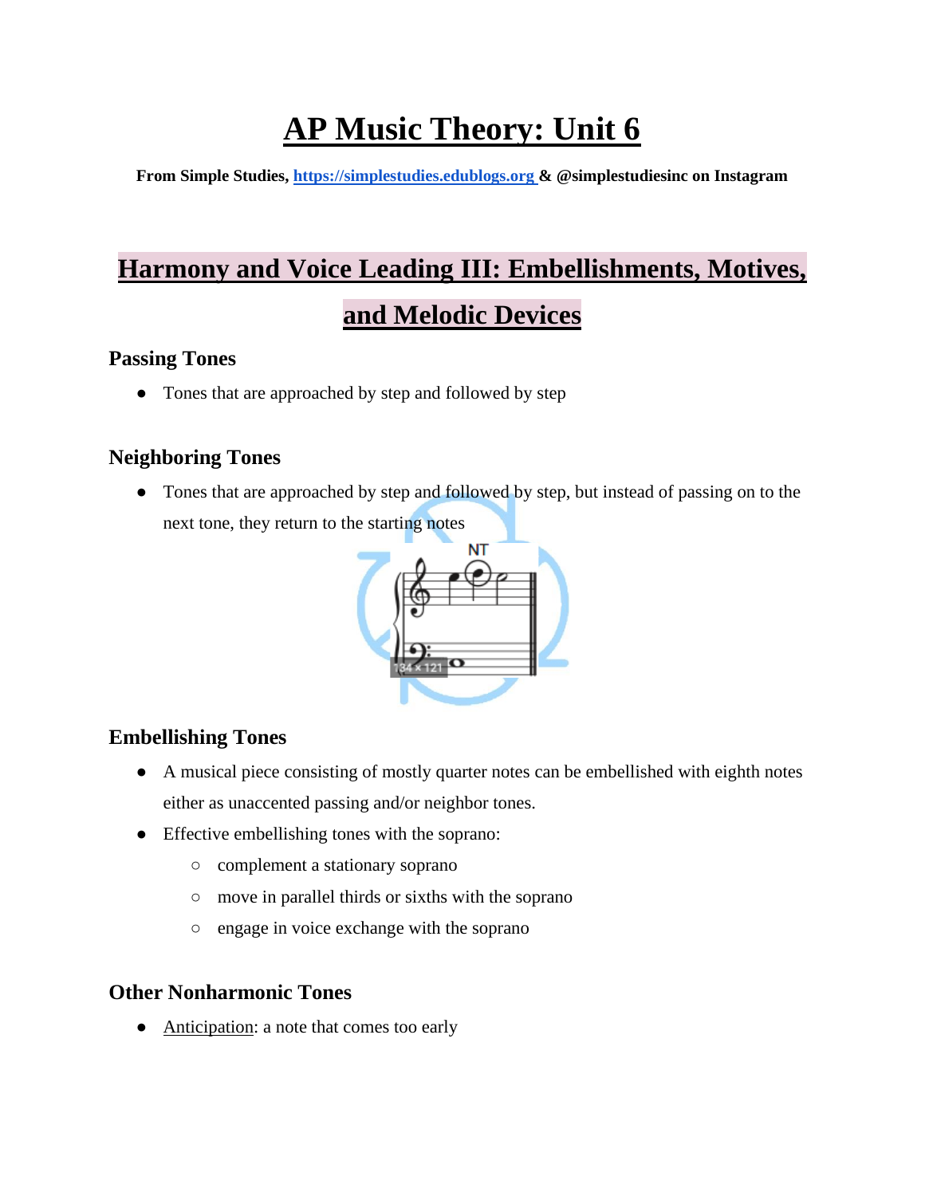# AP Music Theory: Unit 6

**From Simple Studies, https://simplestudies.edublogs.org & @simplestudiesinc on Instagram**

## Harmony and Voice Leading III: Embellishments, Motives, and Melodic Devices

### Passing Tones

- Tones that are approached by step and followed by step

### Neighboring Tones

- Tones that are approached by step and followed by step, but instead of passing on to the next tone, they return to the starting notes

### Embellishing Tones

- A musical piece consisting of mostly quarter notes can be embellished with eighth notes either as unaccented passing and/or neighbor tones.
- Effective embellishing tones with the soprano:
  - complement a stationary soprano
  - move in parallel thirds or sixths with the soprano
  - engage in voice exchange with the soprano

### Other Nonharmonic Tones

- Anticipation: a note that comes too early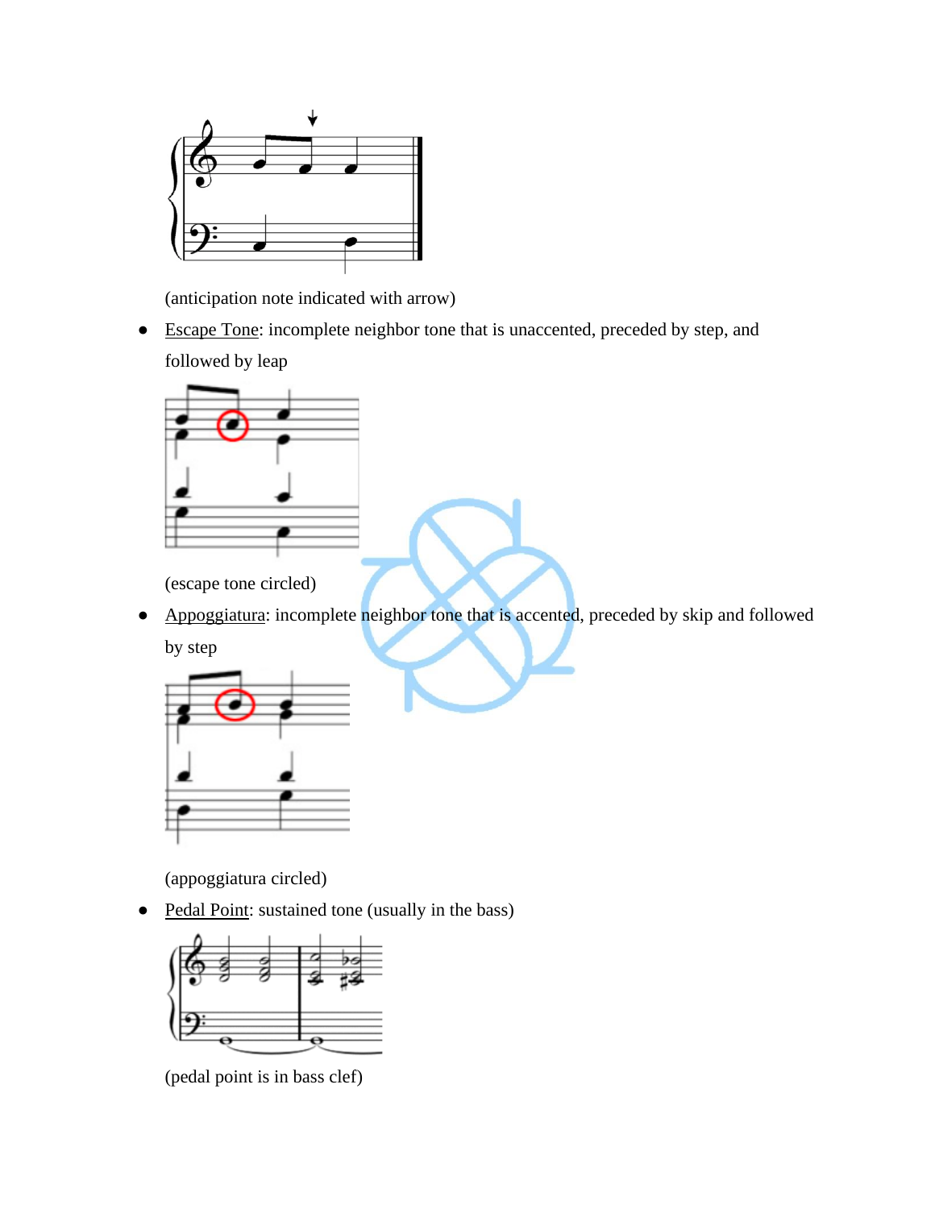(anticipation note indicated with arrow)

- Escape Tone: incomplete neighbor tone that is unaccented, preceded by step, and followed by leap

  (escape tone circled)

- Appoggiatura: incomplete neighbor tone that is accented, preceded by skip and followed by step

  (appoggiatura circled)

- Pedal Point: sustained tone (usually in the bass)

  (pedal point is in bass clef)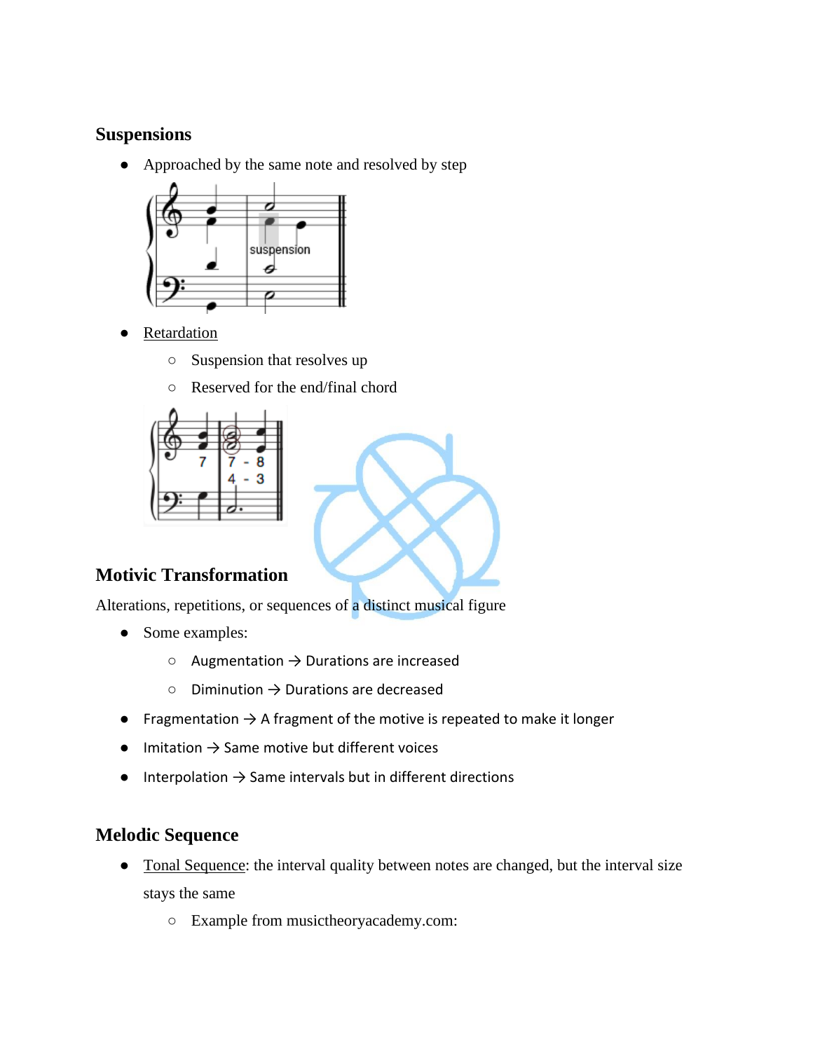## Suspensions

- Approached by the same note and resolved by step
- Retardation
  - Suspension that resolves up
  - Reserved for the end/final chord

## Motivic Transformation

Alterations, repetitions, or sequences of a distinct musical figure

- Some examples:
  - Augmentation → Durations are increased
  - Diminution → Durations are decreased
- Fragmentation → A fragment of the motive is repeated to make it longer
- Imitation → Same motive but different voices
- Interpolation → Same intervals but in different directions

## Melodic Sequence

- Tonal Sequence: the interval quality between notes are changed, but the interval size stays the same
  - Example from musictheoryacademy.com: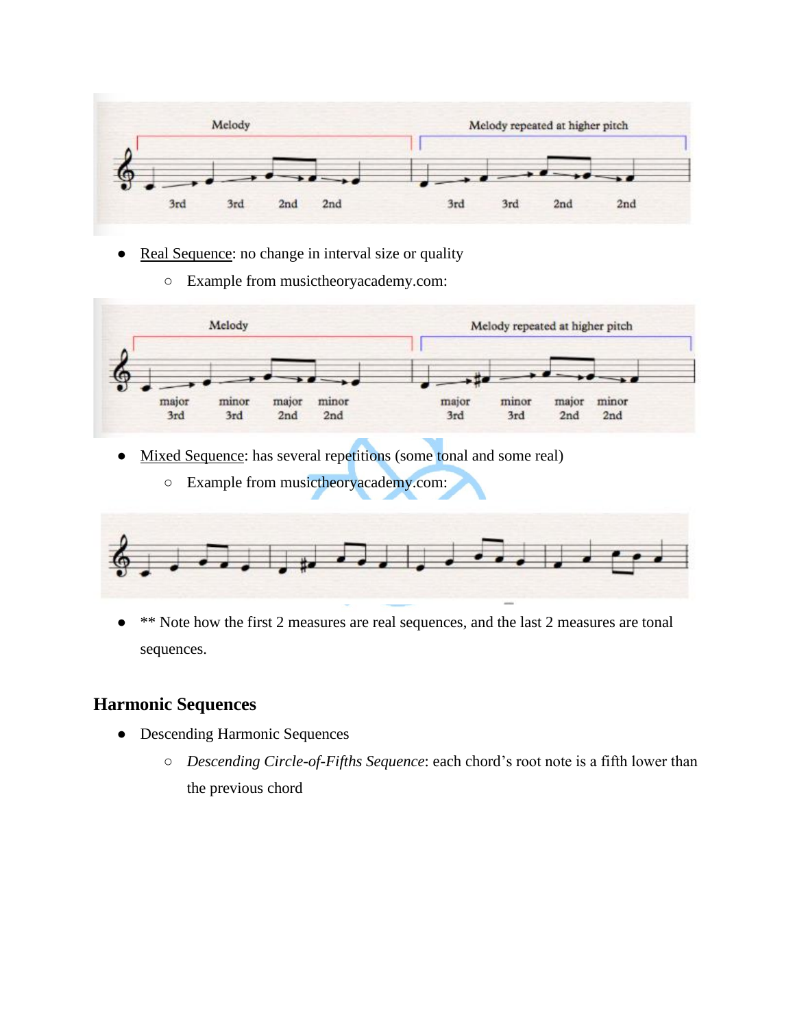- Real Sequence: no change in interval size or quality
  - Example from musictheoryacademy.com:

- Mixed Sequence: has several repetitions (some tonal and some real)
  - Example from musictheoryacademy.com:

- ** Note how the first 2 measures are real sequences, and the last 2 measures are tonal sequences.

## Harmonic Sequences

- Descending Harmonic Sequences
  - *Descending Circle-of-Fifths Sequence*: each chord's root note is a fifth lower than the previous chord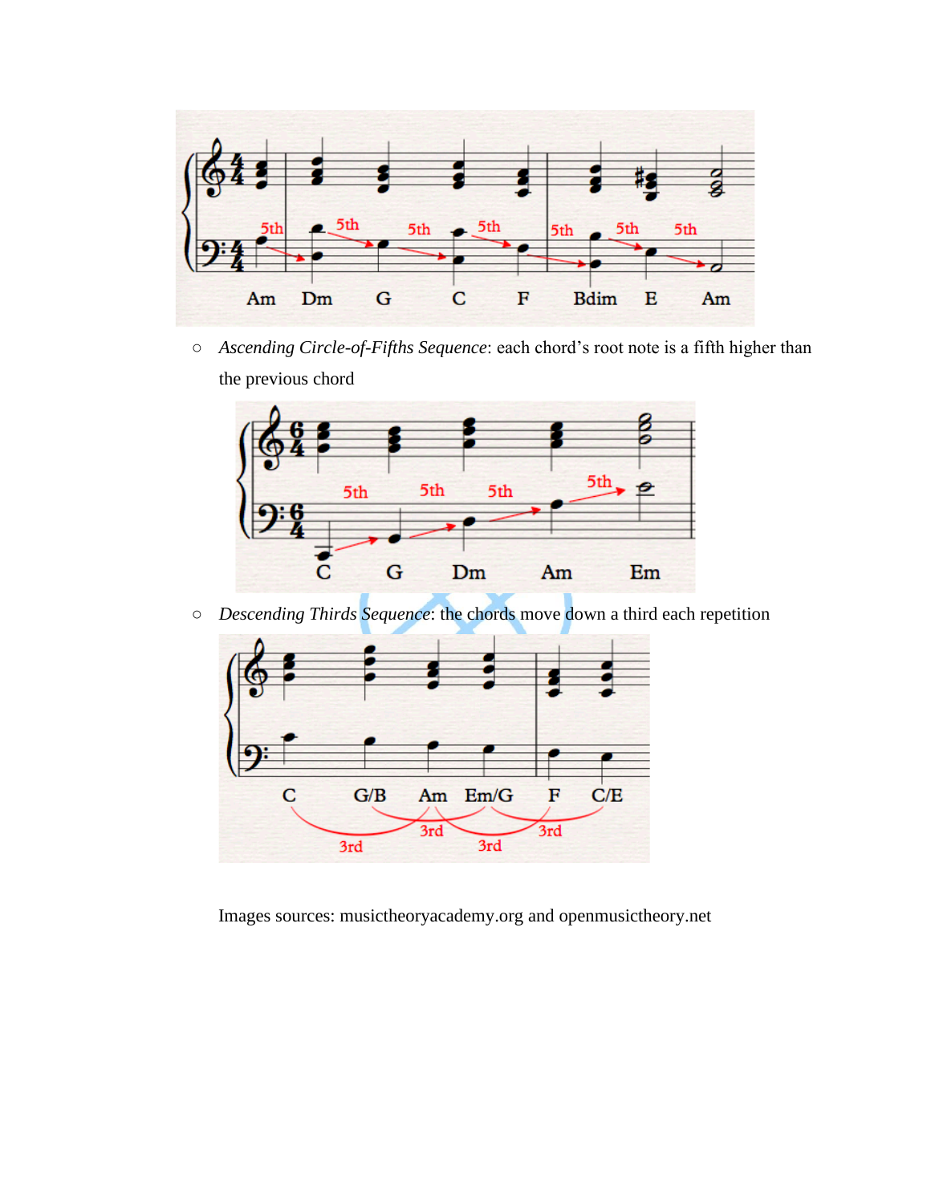- *Ascending Circle-of-Fifths Sequence*: each chord's root note is a fifth higher than the previous chord

- *Descending Thirds Sequence*: the chords move down a third each repetition

Images sources: musictheoryacademy.org and openmusictheory.net